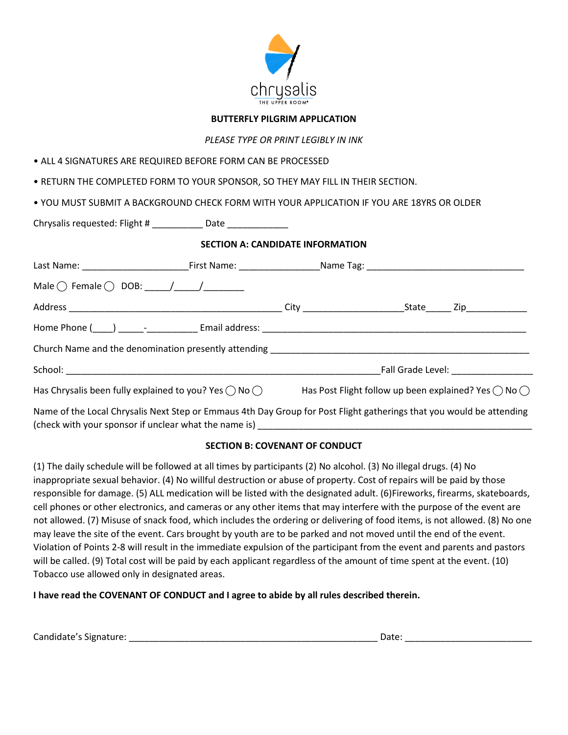chrysalis
THE UPPER ROOM®

**BUTTERFLY PILGRIM APPLICATION**

*PLEASE TYPE OR PRINT LEGIBLY IN INK*

- ALL 4 SIGNATURES ARE REQUIRED BEFORE FORM CAN BE PROCESSED
- RETURN THE COMPLETED FORM TO YOUR SPONSOR, SO THEY MAY FILL IN THEIR SECTION.
- YOU MUST SUBMIT A BACKGROUND CHECK FORM WITH YOUR APPLICATION IF YOU ARE 18YRS OR OLDER

Chrysalis requested: Flight # __________ Date ____________

**SECTION A: CANDIDATE INFORMATION**

Last Name: _____________________First Name: _______________Name Tag: _______________________________

Male ◯ Female ◯ DOB: _____/_____/________

Address __________________________________________ City ___________________State_____ Zip____________

Home Phone (____) _____-__________ Email address: ______________________________________________________

Church Name and the denomination presently attending ____________________________________________________

School: _______________________________________________________________Fall Grade Level: ________________

Has Chrysalis been fully explained to you? Yes ◯ No ◯ Has Post Flight follow up been explained? Yes ◯ No ◯

Name of the Local Chrysalis Next Step or Emmaus 4th Day Group for Post Flight gatherings that you would be attending (check with your sponsor if unclear what the name is) _____________________________________________________

**SECTION B: COVENANT OF CONDUCT**

(1) The daily schedule will be followed at all times by participants (2) No alcohol. (3) No illegal drugs. (4) No inappropriate sexual behavior. (4) No willful destruction or abuse of property. Cost of repairs will be paid by those responsible for damage. (5) ALL medication will be listed with the designated adult. (6)Fireworks, firearms, skateboards, cell phones or other electronics, and cameras or any other items that may interfere with the purpose of the event are not allowed. (7) Misuse of snack food, which includes the ordering or delivering of food items, is not allowed. (8) No one may leave the site of the event. Cars brought by youth are to be parked and not moved until the end of the event. Violation of Points 2-8 will result in the immediate expulsion of the participant from the event and parents and pastors will be called. (9) Total cost will be paid by each applicant regardless of the amount of time spent at the event. (10) Tobacco use allowed only in designated areas.

**I have read the COVENANT OF CONDUCT and I agree to abide by all rules described therein.**

Candidate's Signature: __________________________________________________ Date: _________________________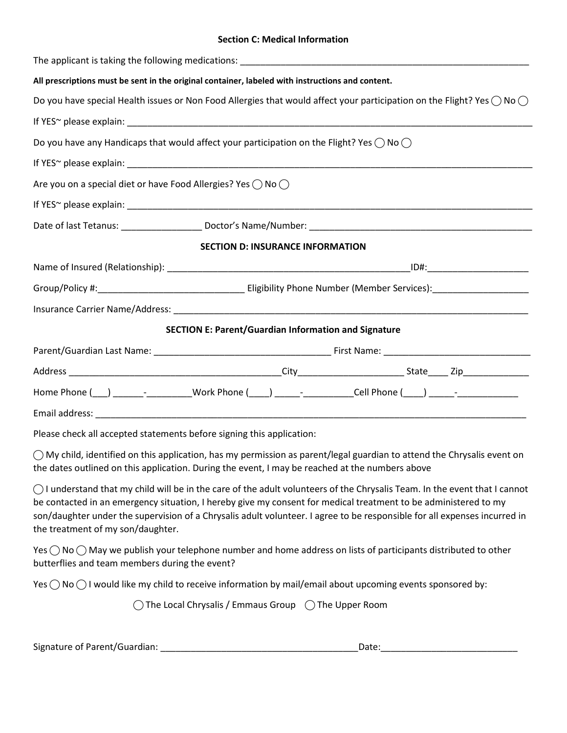### Section C: Medical Information

The applicant is taking the following medications: ___________________________________________________________

**All prescriptions must be sent in the original container, labeled with instructions and content.**

Do you have special Health issues or Non Food Allergies that would affect your participation on the Flight? Yes ◯ No ◯

If YES~ please explain: ___________________________________________________________________________________

Do you have any Handicaps that would affect your participation on the Flight? Yes ◯ No ◯

If YES~ please explain: ___________________________________________________________________________________

Are you on a special diet or have Food Allergies? Yes ◯ No ◯

If YES~ please explain: ___________________________________________________________________________________

Date of last Tetanus: ________________ Doctor's Name/Number: ____________________________________________

### SECTION D: INSURANCE INFORMATION

Name of Insured (Relationship): __________________________________________________ID#:____________________

Group/Policy #:_____________________________ Eligibility Phone Number (Member Services):___________________

Insurance Carrier Name/Address: ___________________________________________________________________________

### SECTION E: Parent/Guardian Information and Signature

Parent/Guardian Last Name: ___________________________________ First Name: _____________________________

Address ___________________________________________City_____________________ State____ Zip_____________

Home Phone (___) ______-_________Work Phone (____) _____-__________Cell Phone (____) _____-____________

Email address: _________________________________________________________________________________________

Please check all accepted statements before signing this application:

◯ My child, identified on this application, has my permission as parent/legal guardian to attend the Chrysalis event on the dates outlined on this application. During the event, I may be reached at the numbers above

◯ I understand that my child will be in the care of the adult volunteers of the Chrysalis Team. In the event that I cannot be contacted in an emergency situation, I hereby give my consent for medical treatment to be administered to my son/daughter under the supervision of a Chrysalis adult volunteer. I agree to be responsible for all expenses incurred in the treatment of my son/daughter.

Yes ◯ No ◯ May we publish your telephone number and home address on lists of participants distributed to other butterflies and team members during the event?

Yes ◯ No ◯ I would like my child to receive information by mail/email about upcoming events sponsored by:

◯ The Local Chrysalis / Emmaus Group ◯ The Upper Room

Signature of Parent/Guardian: ________________________________________Date:___________________________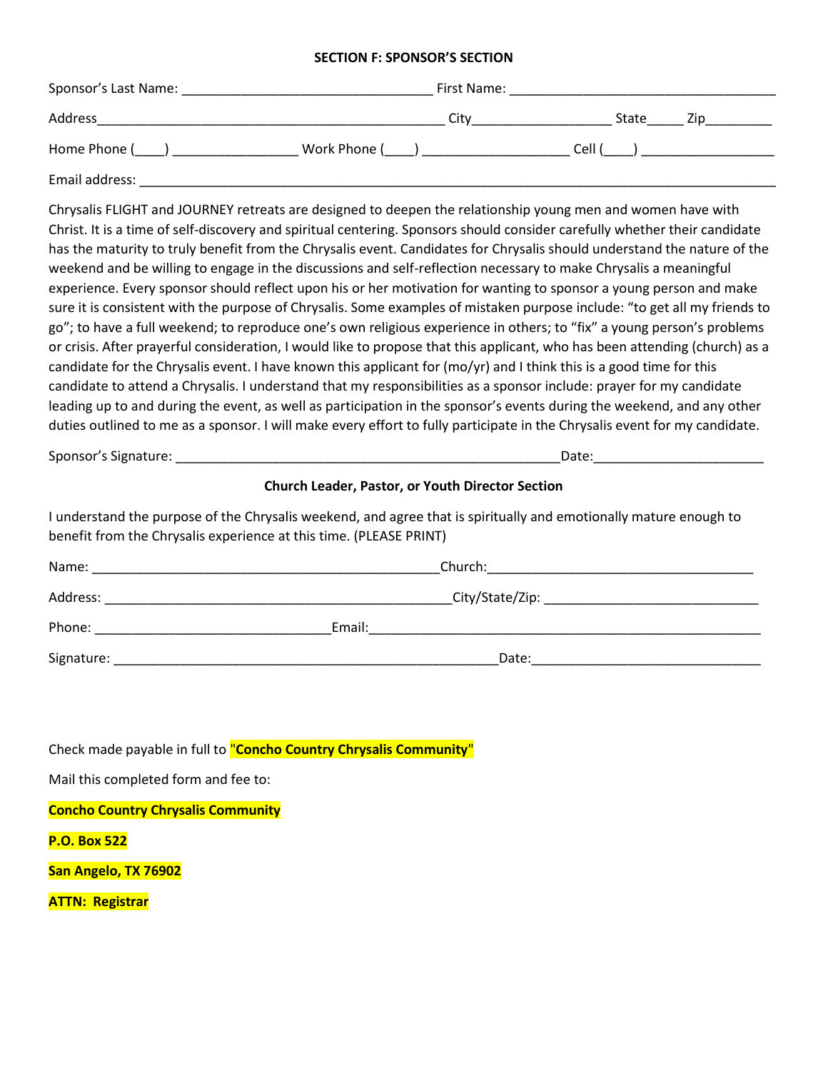## SECTION F: SPONSOR'S SECTION

Sponsor's Last Name: _________________________________ First Name: ___________________________________

Address_____________________________________________ City__________________ State_____ Zip_________

Home Phone (____) ________________ Work Phone (____) ___________________ Cell (____) _________________

Email address: ___________________________________________________________________________________

Chrysalis FLIGHT and JOURNEY retreats are designed to deepen the relationship young men and women have with Christ. It is a time of self-discovery and spiritual centering. Sponsors should consider carefully whether their candidate has the maturity to truly benefit from the Chrysalis event. Candidates for Chrysalis should understand the nature of the weekend and be willing to engage in the discussions and self-reflection necessary to make Chrysalis a meaningful experience. Every sponsor should reflect upon his or her motivation for wanting to sponsor a young person and make sure it is consistent with the purpose of Chrysalis. Some examples of mistaken purpose include: "to get all my friends to go"; to have a full weekend; to reproduce one's own religious experience in others; to "fix" a young person's problems or crisis. After prayerful consideration, I would like to propose that this applicant, who has been attending (church) as a candidate for the Chrysalis event. I have known this applicant for (mo/yr) and I think this is a good time for this candidate to attend a Chrysalis. I understand that my responsibilities as a sponsor include: prayer for my candidate leading up to and during the event, as well as participation in the sponsor's events during the weekend, and any other duties outlined to me as a sponsor. I will make every effort to fully participate in the Chrysalis event for my candidate.

Sponsor's Signature: _____________________________________________________Date:______________________

### Church Leader, Pastor, or Youth Director Section

I understand the purpose of the Chrysalis weekend, and agree that is spiritually and emotionally mature enough to benefit from the Chrysalis experience at this time. (PLEASE PRINT)

Name: _______________________________________________Church:___________________________________

Address: _______________________________________________City/State/Zip: ____________________________

Phone: ______________________________Email:_____________________________________________________

Signature: ____________________________________________________Date:______________________________

Check made payable in full to "**Concho Country Chrysalis Community**"

Mail this completed form and fee to:

**Concho Country Chrysalis Community**

**P.O. Box 522**

**San Angelo, TX 76902**

**ATTN: Registrar**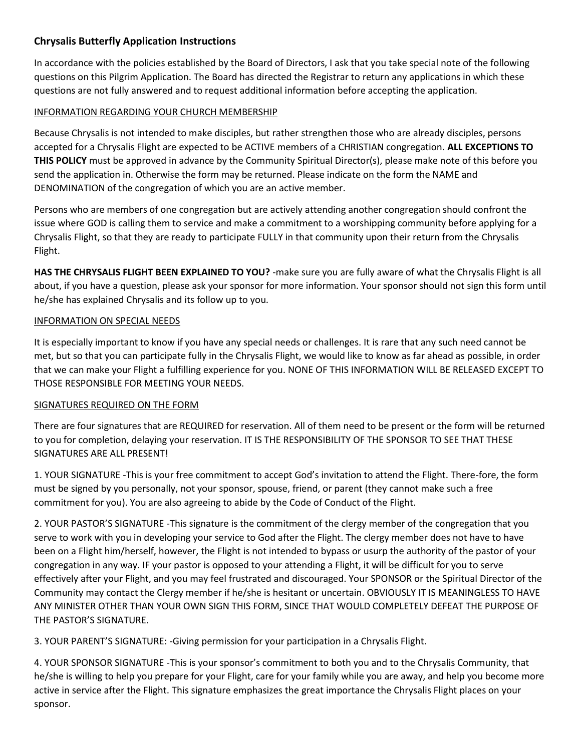**Chrysalis Butterfly Application Instructions**

In accordance with the policies established by the Board of Directors, I ask that you take special note of the following questions on this Pilgrim Application. The Board has directed the Registrar to return any applications in which these questions are not fully answered and to request additional information before accepting the application.

<u>INFORMATION REGARDING YOUR CHURCH MEMBERSHIP</u>

Because Chrysalis is not intended to make disciples, but rather strengthen those who are already disciples, persons accepted for a Chrysalis Flight are expected to be ACTIVE members of a CHRISTIAN congregation. **ALL EXCEPTIONS TO THIS POLICY** must be approved in advance by the Community Spiritual Director(s), please make note of this before you send the application in. Otherwise the form may be returned. Please indicate on the form the NAME and DENOMINATION of the congregation of which you are an active member.

Persons who are members of one congregation but are actively attending another congregation should confront the issue where GOD is calling them to service and make a commitment to a worshipping community before applying for a Chrysalis Flight, so that they are ready to participate FULLY in that community upon their return from the Chrysalis Flight.

**HAS THE CHRYSALIS FLIGHT BEEN EXPLAINED TO YOU?** -make sure you are fully aware of what the Chrysalis Flight is all about, if you have a question, please ask your sponsor for more information. Your sponsor should not sign this form until he/she has explained Chrysalis and its follow up to you.

<u>INFORMATION ON SPECIAL NEEDS</u>

It is especially important to know if you have any special needs or challenges. It is rare that any such need cannot be met, but so that you can participate fully in the Chrysalis Flight, we would like to know as far ahead as possible, in order that we can make your Flight a fulfilling experience for you. NONE OF THIS INFORMATION WILL BE RELEASED EXCEPT TO THOSE RESPONSIBLE FOR MEETING YOUR NEEDS.

<u>SIGNATURES REQUIRED ON THE FORM</u>

There are four signatures that are REQUIRED for reservation. All of them need to be present or the form will be returned to you for completion, delaying your reservation. IT IS THE RESPONSIBILITY OF THE SPONSOR TO SEE THAT THESE SIGNATURES ARE ALL PRESENT!

1. YOUR SIGNATURE -This is your free commitment to accept God's invitation to attend the Flight. There-fore, the form must be signed by you personally, not your sponsor, spouse, friend, or parent (they cannot make such a free commitment for you). You are also agreeing to abide by the Code of Conduct of the Flight.

2. YOUR PASTOR'S SIGNATURE -This signature is the commitment of the clergy member of the congregation that you serve to work with you in developing your service to God after the Flight. The clergy member does not have to have been on a Flight him/herself, however, the Flight is not intended to bypass or usurp the authority of the pastor of your congregation in any way. IF your pastor is opposed to your attending a Flight, it will be difficult for you to serve effectively after your Flight, and you may feel frustrated and discouraged. Your SPONSOR or the Spiritual Director of the Community may contact the Clergy member if he/she is hesitant or uncertain. OBVIOUSLY IT IS MEANINGLESS TO HAVE ANY MINISTER OTHER THAN YOUR OWN SIGN THIS FORM, SINCE THAT WOULD COMPLETELY DEFEAT THE PURPOSE OF THE PASTOR'S SIGNATURE.

3. YOUR PARENT'S SIGNATURE: -Giving permission for your participation in a Chrysalis Flight.

4. YOUR SPONSOR SIGNATURE -This is your sponsor's commitment to both you and to the Chrysalis Community, that he/she is willing to help you prepare for your Flight, care for your family while you are away, and help you become more active in service after the Flight. This signature emphasizes the great importance the Chrysalis Flight places on your sponsor.